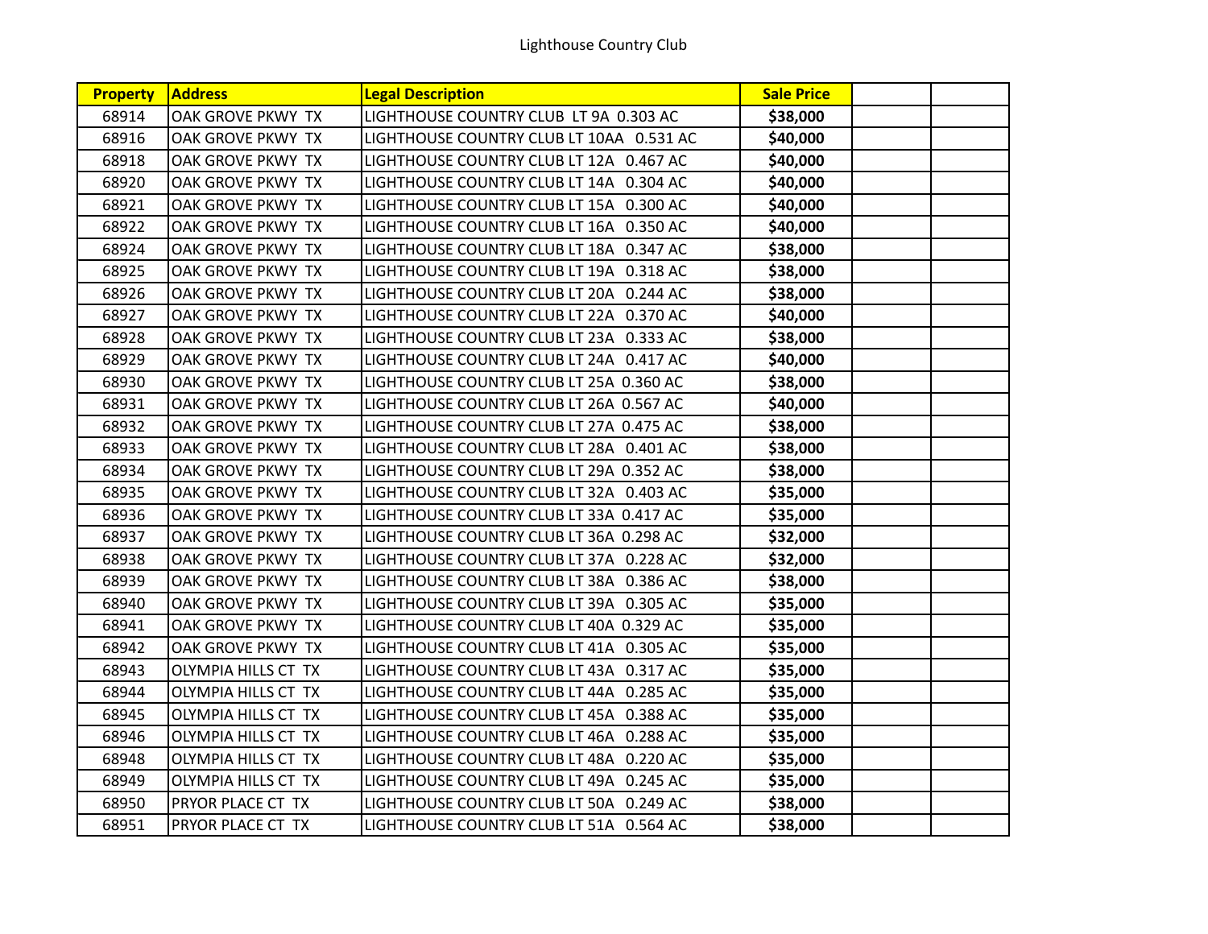# Lighthouse Country Club

| Property | Address | Legal Description | Sale Price | | |
|---|---|---|---|---|---|
| 68914 | OAK GROVE PKWY TX | LIGHTHOUSE COUNTRY CLUB LT 9A 0.303 AC | $38,000 | | |
| 68916 | OAK GROVE PKWY TX | LIGHTHOUSE COUNTRY CLUB LT 10AA 0.531 AC | $40,000 | | |
| 68918 | OAK GROVE PKWY TX | LIGHTHOUSE COUNTRY CLUB LT 12A 0.467 AC | $40,000 | | |
| 68920 | OAK GROVE PKWY TX | LIGHTHOUSE COUNTRY CLUB LT 14A 0.304 AC | $40,000 | | |
| 68921 | OAK GROVE PKWY TX | LIGHTHOUSE COUNTRY CLUB LT 15A 0.300 AC | $40,000 | | |
| 68922 | OAK GROVE PKWY TX | LIGHTHOUSE COUNTRY CLUB LT 16A 0.350 AC | $40,000 | | |
| 68924 | OAK GROVE PKWY TX | LIGHTHOUSE COUNTRY CLUB LT 18A 0.347 AC | $38,000 | | |
| 68925 | OAK GROVE PKWY TX | LIGHTHOUSE COUNTRY CLUB LT 19A 0.318 AC | $38,000 | | |
| 68926 | OAK GROVE PKWY TX | LIGHTHOUSE COUNTRY CLUB LT 20A 0.244 AC | $38,000 | | |
| 68927 | OAK GROVE PKWY TX | LIGHTHOUSE COUNTRY CLUB LT 22A 0.370 AC | $40,000 | | |
| 68928 | OAK GROVE PKWY TX | LIGHTHOUSE COUNTRY CLUB LT 23A 0.333 AC | $38,000 | | |
| 68929 | OAK GROVE PKWY TX | LIGHTHOUSE COUNTRY CLUB LT 24A 0.417 AC | $40,000 | | |
| 68930 | OAK GROVE PKWY TX | LIGHTHOUSE COUNTRY CLUB LT 25A 0.360 AC | $38,000 | | |
| 68931 | OAK GROVE PKWY TX | LIGHTHOUSE COUNTRY CLUB LT 26A 0.567 AC | $40,000 | | |
| 68932 | OAK GROVE PKWY TX | LIGHTHOUSE COUNTRY CLUB LT 27A 0.475 AC | $38,000 | | |
| 68933 | OAK GROVE PKWY TX | LIGHTHOUSE COUNTRY CLUB LT 28A 0.401 AC | $38,000 | | |
| 68934 | OAK GROVE PKWY TX | LIGHTHOUSE COUNTRY CLUB LT 29A 0.352 AC | $38,000 | | |
| 68935 | OAK GROVE PKWY TX | LIGHTHOUSE COUNTRY CLUB LT 32A 0.403 AC | $35,000 | | |
| 68936 | OAK GROVE PKWY TX | LIGHTHOUSE COUNTRY CLUB LT 33A 0.417 AC | $35,000 | | |
| 68937 | OAK GROVE PKWY TX | LIGHTHOUSE COUNTRY CLUB LT 36A 0.298 AC | $32,000 | | |
| 68938 | OAK GROVE PKWY TX | LIGHTHOUSE COUNTRY CLUB LT 37A 0.228 AC | $32,000 | | |
| 68939 | OAK GROVE PKWY TX | LIGHTHOUSE COUNTRY CLUB LT 38A 0.386 AC | $38,000 | | |
| 68940 | OAK GROVE PKWY TX | LIGHTHOUSE COUNTRY CLUB LT 39A 0.305 AC | $35,000 | | |
| 68941 | OAK GROVE PKWY TX | LIGHTHOUSE COUNTRY CLUB LT 40A 0.329 AC | $35,000 | | |
| 68942 | OAK GROVE PKWY TX | LIGHTHOUSE COUNTRY CLUB LT 41A 0.305 AC | $35,000 | | |
| 68943 | OLYMPIA HILLS CT TX | LIGHTHOUSE COUNTRY CLUB LT 43A 0.317 AC | $35,000 | | |
| 68944 | OLYMPIA HILLS CT TX | LIGHTHOUSE COUNTRY CLUB LT 44A 0.285 AC | $35,000 | | |
| 68945 | OLYMPIA HILLS CT TX | LIGHTHOUSE COUNTRY CLUB LT 45A 0.388 AC | $35,000 | | |
| 68946 | OLYMPIA HILLS CT TX | LIGHTHOUSE COUNTRY CLUB LT 46A 0.288 AC | $35,000 | | |
| 68948 | OLYMPIA HILLS CT TX | LIGHTHOUSE COUNTRY CLUB LT 48A 0.220 AC | $35,000 | | |
| 68949 | OLYMPIA HILLS CT TX | LIGHTHOUSE COUNTRY CLUB LT 49A 0.245 AC | $35,000 | | |
| 68950 | PRYOR PLACE CT TX | LIGHTHOUSE COUNTRY CLUB LT 50A 0.249 AC | $38,000 | | |
| 68951 | PRYOR PLACE CT TX | LIGHTHOUSE COUNTRY CLUB LT 51A 0.564 AC | $38,000 | | |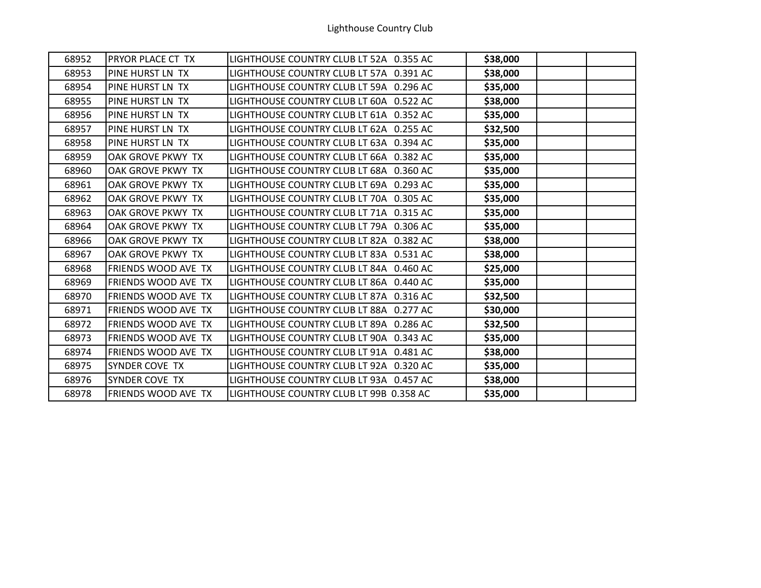Lighthouse Country Club

| | | | | | |
|---|---|---|---|---|---|
| 68952 | PRYOR PLACE CT TX | LIGHTHOUSE COUNTRY CLUB LT 52A 0.355 AC | **$38,000** | | |
| 68953 | PINE HURST LN TX | LIGHTHOUSE COUNTRY CLUB LT 57A 0.391 AC | **$38,000** | | |
| 68954 | PINE HURST LN TX | LIGHTHOUSE COUNTRY CLUB LT 59A 0.296 AC | **$35,000** | | |
| 68955 | PINE HURST LN TX | LIGHTHOUSE COUNTRY CLUB LT 60A 0.522 AC | **$38,000** | | |
| 68956 | PINE HURST LN TX | LIGHTHOUSE COUNTRY CLUB LT 61A 0.352 AC | **$35,000** | | |
| 68957 | PINE HURST LN TX | LIGHTHOUSE COUNTRY CLUB LT 62A 0.255 AC | **$32,500** | | |
| 68958 | PINE HURST LN TX | LIGHTHOUSE COUNTRY CLUB LT 63A 0.394 AC | **$35,000** | | |
| 68959 | OAK GROVE PKWY TX | LIGHTHOUSE COUNTRY CLUB LT 66A 0.382 AC | **$35,000** | | |
| 68960 | OAK GROVE PKWY TX | LIGHTHOUSE COUNTRY CLUB LT 68A 0.360 AC | **$35,000** | | |
| 68961 | OAK GROVE PKWY TX | LIGHTHOUSE COUNTRY CLUB LT 69A 0.293 AC | **$35,000** | | |
| 68962 | OAK GROVE PKWY TX | LIGHTHOUSE COUNTRY CLUB LT 70A 0.305 AC | **$35,000** | | |
| 68963 | OAK GROVE PKWY TX | LIGHTHOUSE COUNTRY CLUB LT 71A 0.315 AC | **$35,000** | | |
| 68964 | OAK GROVE PKWY TX | LIGHTHOUSE COUNTRY CLUB LT 79A 0.306 AC | **$35,000** | | |
| 68966 | OAK GROVE PKWY TX | LIGHTHOUSE COUNTRY CLUB LT 82A 0.382 AC | **$38,000** | | |
| 68967 | OAK GROVE PKWY TX | LIGHTHOUSE COUNTRY CLUB LT 83A 0.531 AC | **$38,000** | | |
| 68968 | FRIENDS WOOD AVE TX | LIGHTHOUSE COUNTRY CLUB LT 84A 0.460 AC | **$25,000** | | |
| 68969 | FRIENDS WOOD AVE TX | LIGHTHOUSE COUNTRY CLUB LT 86A 0.440 AC | **$35,000** | | |
| 68970 | FRIENDS WOOD AVE TX | LIGHTHOUSE COUNTRY CLUB LT 87A 0.316 AC | **$32,500** | | |
| 68971 | FRIENDS WOOD AVE TX | LIGHTHOUSE COUNTRY CLUB LT 88A 0.277 AC | **$30,000** | | |
| 68972 | FRIENDS WOOD AVE TX | LIGHTHOUSE COUNTRY CLUB LT 89A 0.286 AC | **$32,500** | | |
| 68973 | FRIENDS WOOD AVE TX | LIGHTHOUSE COUNTRY CLUB LT 90A 0.343 AC | **$35,000** | | |
| 68974 | FRIENDS WOOD AVE TX | LIGHTHOUSE COUNTRY CLUB LT 91A 0.481 AC | **$38,000** | | |
| 68975 | SYNDER COVE TX | LIGHTHOUSE COUNTRY CLUB LT 92A 0.320 AC | **$35,000** | | |
| 68976 | SYNDER COVE TX | LIGHTHOUSE COUNTRY CLUB LT 93A 0.457 AC | **$38,000** | | |
| 68978 | FRIENDS WOOD AVE TX | LIGHTHOUSE COUNTRY CLUB LT 99B 0.358 AC | **$35,000** | | |